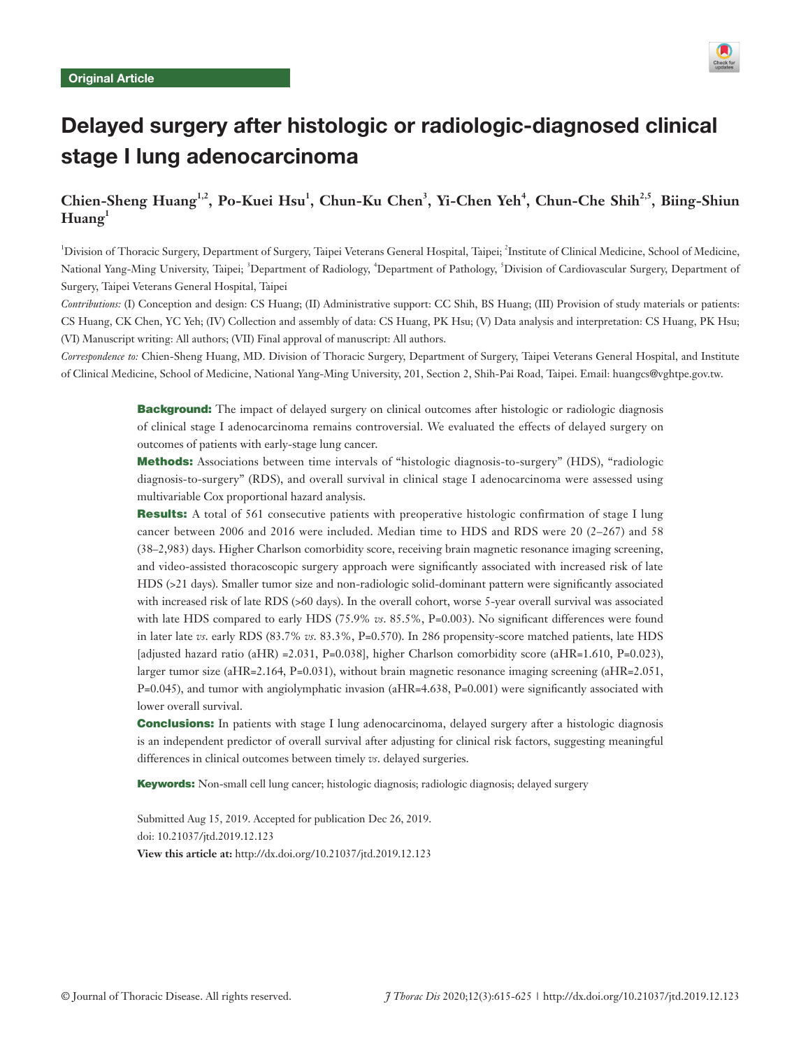Original Article

# Delayed surgery after histologic or radiologic-diagnosed clinical stage I lung adenocarcinoma

**Chien-Sheng Huang[1,2], Po-Kuei Hsu[1], Chun-Ku Chen[3], Yi-Chen Yeh[4], Chun-Che Shih[2,5], Biing-Shiun Huang[1]**

[1]Division of Thoracic Surgery, Department of Surgery, Taipei Veterans General Hospital, Taipei; [2]Institute of Clinical Medicine, School of Medicine, National Yang-Ming University, Taipei; [3]Department of Radiology, [4]Department of Pathology, [5]Division of Cardiovascular Surgery, Department of Surgery, Taipei Veterans General Hospital, Taipei

*Contributions:* (I) Conception and design: CS Huang; (II) Administrative support: CC Shih, BS Huang; (III) Provision of study materials or patients: CS Huang, CK Chen, YC Yeh; (IV) Collection and assembly of data: CS Huang, PK Hsu; (V) Data analysis and interpretation: CS Huang, PK Hsu; (VI) Manuscript writing: All authors; (VII) Final approval of manuscript: All authors.

*Correspondence to:* Chien-Sheng Huang, MD. Division of Thoracic Surgery, Department of Surgery, Taipei Veterans General Hospital, and Institute of Clinical Medicine, School of Medicine, National Yang-Ming University, 201, Section 2, Shih-Pai Road, Taipei. Email: huangcs@vghtpe.gov.tw.

**Background:** The impact of delayed surgery on clinical outcomes after histologic or radiologic diagnosis of clinical stage I adenocarcinoma remains controversial. We evaluated the effects of delayed surgery on outcomes of patients with early-stage lung cancer.

**Methods:** Associations between time intervals of "histologic diagnosis-to-surgery" (HDS), "radiologic diagnosis-to-surgery" (RDS), and overall survival in clinical stage I adenocarcinoma were assessed using multivariable Cox proportional hazard analysis.

**Results:** A total of 561 consecutive patients with preoperative histologic confirmation of stage I lung cancer between 2006 and 2016 were included. Median time to HDS and RDS were 20 (2–267) and 58 (38–2,983) days. Higher Charlson comorbidity score, receiving brain magnetic resonance imaging screening, and video-assisted thoracoscopic surgery approach were significantly associated with increased risk of late HDS (>21 days). Smaller tumor size and non-radiologic solid-dominant pattern were significantly associated with increased risk of late RDS (>60 days). In the overall cohort, worse 5-year overall survival was associated with late HDS compared to early HDS (75.9% *vs.* 85.5%, P=0.003). No significant differences were found in later late *vs.* early RDS (83.7% *vs.* 83.3%, P=0.570). In 286 propensity-score matched patients, late HDS [adjusted hazard ratio (aHR) =2.031, P=0.038], higher Charlson comorbidity score (aHR=1.610, P=0.023), larger tumor size (aHR=2.164, P=0.031), without brain magnetic resonance imaging screening (aHR=2.051, P=0.045), and tumor with angiolymphatic invasion (aHR=4.638, P=0.001) were significantly associated with lower overall survival.

**Conclusions:** In patients with stage I lung adenocarcinoma, delayed surgery after a histologic diagnosis is an independent predictor of overall survival after adjusting for clinical risk factors, suggesting meaningful differences in clinical outcomes between timely *vs.* delayed surgeries.

**Keywords:** Non-small cell lung cancer; histologic diagnosis; radiologic diagnosis; delayed surgery

Submitted Aug 15, 2019. Accepted for publication Dec 26, 2019.
doi: 10.21037/jtd.2019.12.123
**View this article at:** http://dx.doi.org/10.21037/jtd.2019.12.123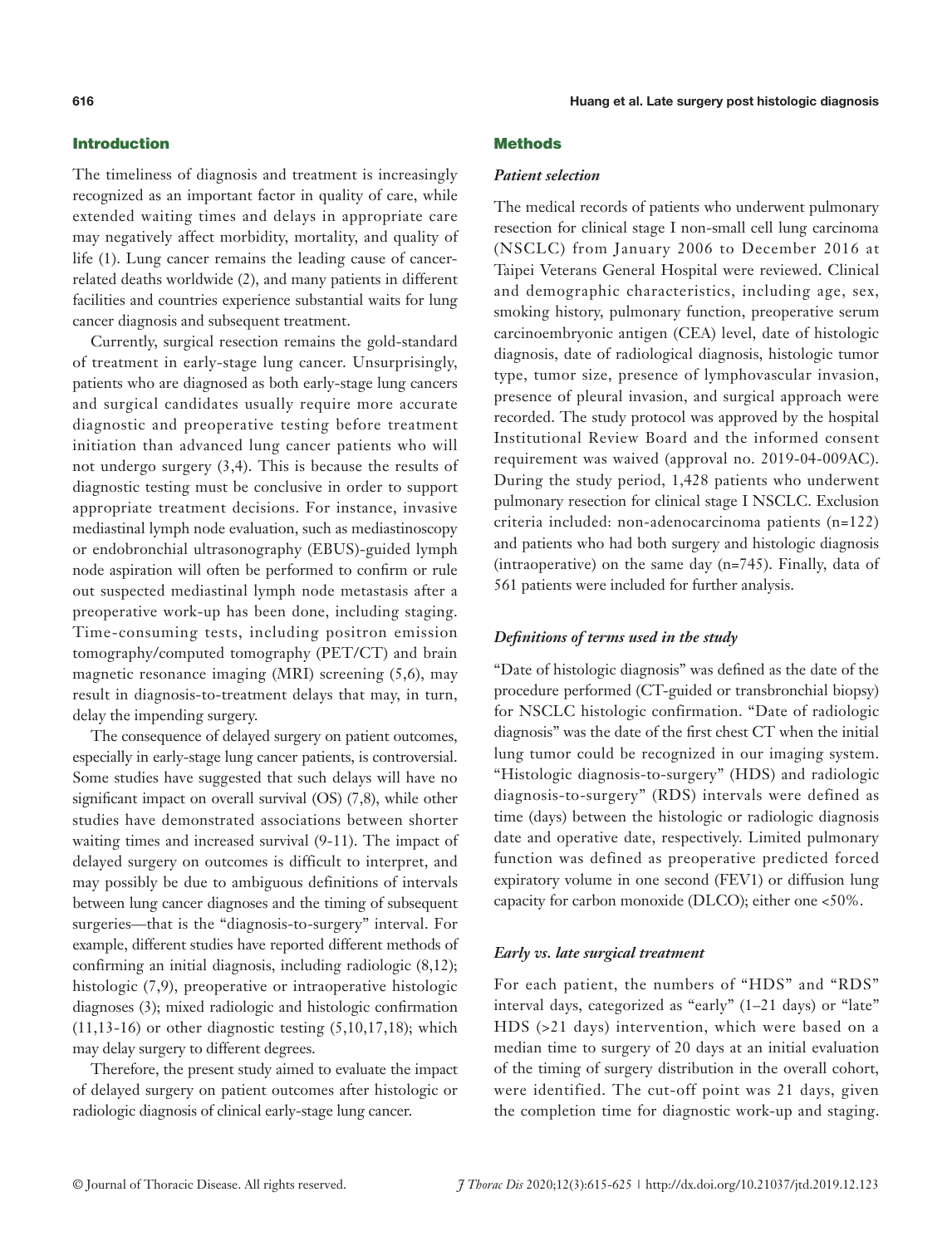## Introduction

The timeliness of diagnosis and treatment is increasingly recognized as an important factor in quality of care, while extended waiting times and delays in appropriate care may negatively affect morbidity, mortality, and quality of life (1). Lung cancer remains the leading cause of cancer-related deaths worldwide (2), and many patients in different facilities and countries experience substantial waits for lung cancer diagnosis and subsequent treatment.

Currently, surgical resection remains the gold-standard of treatment in early-stage lung cancer. Unsurprisingly, patients who are diagnosed as both early-stage lung cancers and surgical candidates usually require more accurate diagnostic and preoperative testing before treatment initiation than advanced lung cancer patients who will not undergo surgery (3,4). This is because the results of diagnostic testing must be conclusive in order to support appropriate treatment decisions. For instance, invasive mediastinal lymph node evaluation, such as mediastinoscopy or endobronchial ultrasonography (EBUS)-guided lymph node aspiration will often be performed to confirm or rule out suspected mediastinal lymph node metastasis after a preoperative work-up has been done, including staging. Time-consuming tests, including positron emission tomography/computed tomography (PET/CT) and brain magnetic resonance imaging (MRI) screening (5,6), may result in diagnosis-to-treatment delays that may, in turn, delay the impending surgery.

The consequence of delayed surgery on patient outcomes, especially in early-stage lung cancer patients, is controversial. Some studies have suggested that such delays will have no significant impact on overall survival (OS) (7,8), while other studies have demonstrated associations between shorter waiting times and increased survival (9-11). The impact of delayed surgery on outcomes is difficult to interpret, and may possibly be due to ambiguous definitions of intervals between lung cancer diagnoses and the timing of subsequent surgeries—that is the "diagnosis-to-surgery" interval. For example, different studies have reported different methods of confirming an initial diagnosis, including radiologic (8,12); histologic (7,9), preoperative or intraoperative histologic diagnoses (3); mixed radiologic and histologic confirmation (11,13-16) or other diagnostic testing (5,10,17,18); which may delay surgery to different degrees.

Therefore, the present study aimed to evaluate the impact of delayed surgery on patient outcomes after histologic or radiologic diagnosis of clinical early-stage lung cancer.

## Methods

### *Patient selection*

The medical records of patients who underwent pulmonary resection for clinical stage I non-small cell lung carcinoma (NSCLC) from January 2006 to December 2016 at Taipei Veterans General Hospital were reviewed. Clinical and demographic characteristics, including age, sex, smoking history, pulmonary function, preoperative serum carcinoembryonic antigen (CEA) level, date of histologic diagnosis, date of radiological diagnosis, histologic tumor type, tumor size, presence of lymphovascular invasion, presence of pleural invasion, and surgical approach were recorded. The study protocol was approved by the hospital Institutional Review Board and the informed consent requirement was waived (approval no. 2019-04-009AC). During the study period, 1,428 patients who underwent pulmonary resection for clinical stage I NSCLC. Exclusion criteria included: non-adenocarcinoma patients (n=122) and patients who had both surgery and histologic diagnosis (intraoperative) on the same day (n=745). Finally, data of 561 patients were included for further analysis.

### *Definitions of terms used in the study*

"Date of histologic diagnosis" was defined as the date of the procedure performed (CT-guided or transbronchial biopsy) for NSCLC histologic confirmation. "Date of radiologic diagnosis" was the date of the first chest CT when the initial lung tumor could be recognized in our imaging system. "Histologic diagnosis-to-surgery" (HDS) and radiologic diagnosis-to-surgery" (RDS) intervals were defined as time (days) between the histologic or radiologic diagnosis date and operative date, respectively. Limited pulmonary function was defined as preoperative predicted forced expiratory volume in one second (FEV1) or diffusion lung capacity for carbon monoxide (DLCO); either one <50%.

### *Early vs. late surgical treatment*

For each patient, the numbers of "HDS" and "RDS" interval days, categorized as "early" (1–21 days) or "late" HDS (>21 days) intervention, which were based on a median time to surgery of 20 days at an initial evaluation of the timing of surgery distribution in the overall cohort, were identified. The cut-off point was 21 days, given the completion time for diagnostic work-up and staging.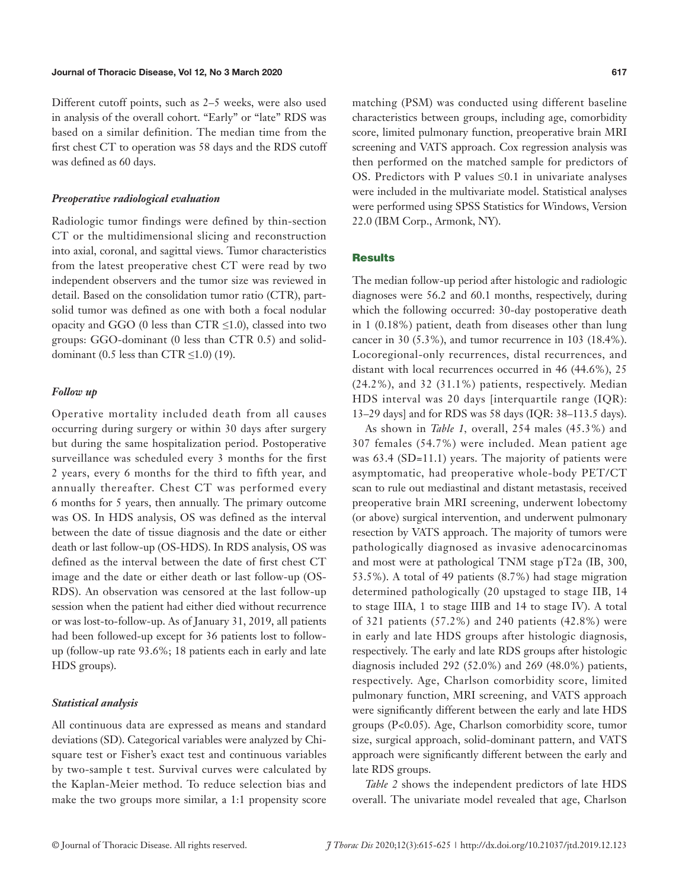Different cutoff points, such as 2–5 weeks, were also used in analysis of the overall cohort. "Early" or "late" RDS was based on a similar definition. The median time from the first chest CT to operation was 58 days and the RDS cutoff was defined as 60 days.

### *Preoperative radiological evaluation*

Radiologic tumor findings were defined by thin-section CT or the multidimensional slicing and reconstruction into axial, coronal, and sagittal views. Tumor characteristics from the latest preoperative chest CT were read by two independent observers and the tumor size was reviewed in detail. Based on the consolidation tumor ratio (CTR), part-solid tumor was defined as one with both a focal nodular opacity and GGO (0 less than CTR ≤1.0), classed into two groups: GGO-dominant (0 less than CTR 0.5) and solid-dominant (0.5 less than CTR ≤1.0) (19).

### *Follow up*

Operative mortality included death from all causes occurring during surgery or within 30 days after surgery but during the same hospitalization period. Postoperative surveillance was scheduled every 3 months for the first 2 years, every 6 months for the third to fifth year, and annually thereafter. Chest CT was performed every 6 months for 5 years, then annually. The primary outcome was OS. In HDS analysis, OS was defined as the interval between the date of tissue diagnosis and the date or either death or last follow-up (OS-HDS). In RDS analysis, OS was defined as the interval between the date of first chest CT image and the date or either death or last follow-up (OS-RDS). An observation was censored at the last follow-up session when the patient had either died without recurrence or was lost-to-follow-up. As of January 31, 2019, all patients had been followed-up except for 36 patients lost to follow-up (follow-up rate 93.6%; 18 patients each in early and late HDS groups).

### *Statistical analysis*

All continuous data are expressed as means and standard deviations (SD). Categorical variables were analyzed by Chi-square test or Fisher's exact test and continuous variables by two-sample t test. Survival curves were calculated by the Kaplan-Meier method. To reduce selection bias and make the two groups more similar, a 1:1 propensity score matching (PSM) was conducted using different baseline characteristics between groups, including age, comorbidity score, limited pulmonary function, preoperative brain MRI screening and VATS approach. Cox regression analysis was then performed on the matched sample for predictors of OS. Predictors with P values ≤0.1 in univariate analyses were included in the multivariate model. Statistical analyses were performed using SPSS Statistics for Windows, Version 22.0 (IBM Corp., Armonk, NY).

## Results

The median follow-up period after histologic and radiologic diagnoses were 56.2 and 60.1 months, respectively, during which the following occurred: 30-day postoperative death in 1 (0.18%) patient, death from diseases other than lung cancer in 30 (5.3%), and tumor recurrence in 103 (18.4%). Locoregional-only recurrences, distal recurrences, and distant with local recurrences occurred in 46 (44.6%), 25 (24.2%), and 32 (31.1%) patients, respectively. Median HDS interval was 20 days [interquartile range (IQR): 13–29 days] and for RDS was 58 days (IQR: 38–113.5 days).

As shown in *Table 1*, overall, 254 males (45.3%) and 307 females (54.7%) were included. Mean patient age was 63.4 (SD=11.1) years. The majority of patients were asymptomatic, had preoperative whole-body PET/CT scan to rule out mediastinal and distant metastasis, received preoperative brain MRI screening, underwent lobectomy (or above) surgical intervention, and underwent pulmonary resection by VATS approach. The majority of tumors were pathologically diagnosed as invasive adenocarcinomas and most were at pathological TNM stage pT2a (IB, 300, 53.5%). A total of 49 patients (8.7%) had stage migration determined pathologically (20 upstaged to stage IIB, 14 to stage IIIA, 1 to stage IIIB and 14 to stage IV). A total of 321 patients (57.2%) and 240 patients (42.8%) were in early and late HDS groups after histologic diagnosis, respectively. The early and late RDS groups after histologic diagnosis included 292 (52.0%) and 269 (48.0%) patients, respectively. Age, Charlson comorbidity score, limited pulmonary function, MRI screening, and VATS approach were significantly different between the early and late HDS groups (P<0.05). Age, Charlson comorbidity score, tumor size, surgical approach, solid-dominant pattern, and VATS approach were significantly different between the early and late RDS groups.

*Table 2* shows the independent predictors of late HDS overall. The univariate model revealed that age, Charlson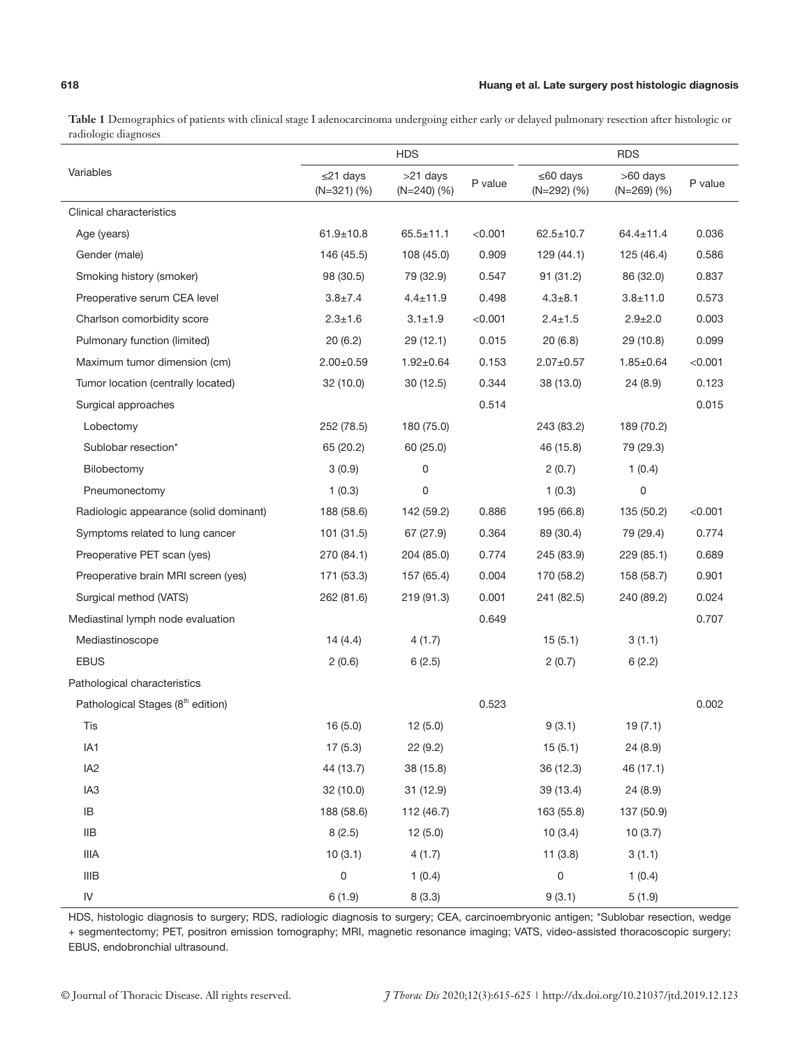**Table 1** Demographics of patients with clinical stage I adenocarcinoma undergoing either early or delayed pulmonary resection after histologic or radiologic diagnoses

| Variables | HDS | | | RDS | | |
|---|---|---|---|---|---|---|
| | ≤21 days (N=321) (%) | >21 days (N=240) (%) | P value | ≤60 days (N=292) (%) | >60 days (N=269) (%) | P value |
| Clinical characteristics | | | | | | |
| Age (years) | 61.9±10.8 | 65.5±11.1 | <0.001 | 62.5±10.7 | 64.4±11.4 | 0.036 |
| Gender (male) | 146 (45.5) | 108 (45.0) | 0.909 | 129 (44.1) | 125 (46.4) | 0.586 |
| Smoking history (smoker) | 98 (30.5) | 79 (32.9) | 0.547 | 91 (31.2) | 86 (32.0) | 0.837 |
| Preoperative serum CEA level | 3.8±7.4 | 4.4±11.9 | 0.498 | 4.3±8.1 | 3.8±11.0 | 0.573 |
| Charlson comorbidity score | 2.3±1.6 | 3.1±1.9 | <0.001 | 2.4±1.5 | 2.9±2.0 | 0.003 |
| Pulmonary function (limited) | 20 (6.2) | 29 (12.1) | 0.015 | 20 (6.8) | 29 (10.8) | 0.099 |
| Maximum tumor dimension (cm) | 2.00±0.59 | 1.92±0.64 | 0.153 | 2.07±0.57 | 1.85±0.64 | <0.001 |
| Tumor location (centrally located) | 32 (10.0) | 30 (12.5) | 0.344 | 38 (13.0) | 24 (8.9) | 0.123 |
| Surgical approaches | | | 0.514 | | | 0.015 |
| Lobectomy | 252 (78.5) | 180 (75.0) | | 243 (83.2) | 189 (70.2) | |
| Sublobar resection* | 65 (20.2) | 60 (25.0) | | 46 (15.8) | 79 (29.3) | |
| Bilobectomy | 3 (0.9) | 0 | | 2 (0.7) | 1 (0.4) | |
| Pneumonectomy | 1 (0.3) | 0 | | 1 (0.3) | 0 | |
| Radiologic appearance (solid dominant) | 188 (58.6) | 142 (59.2) | 0.886 | 195 (66.8) | 135 (50.2) | <0.001 |
| Symptoms related to lung cancer | 101 (31.5) | 67 (27.9) | 0.364 | 89 (30.4) | 79 (29.4) | 0.774 |
| Preoperative PET scan (yes) | 270 (84.1) | 204 (85.0) | 0.774 | 245 (83.9) | 229 (85.1) | 0.689 |
| Preoperative brain MRI screen (yes) | 171 (53.3) | 157 (65.4) | 0.004 | 170 (58.2) | 158 (58.7) | 0.901 |
| Surgical method (VATS) | 262 (81.6) | 219 (91.3) | 0.001 | 241 (82.5) | 240 (89.2) | 0.024 |
| Mediastinal lymph node evaluation | | | 0.649 | | | 0.707 |
| Mediastinoscope | 14 (4.4) | 4 (1.7) | | 15 (5.1) | 3 (1.1) | |
| EBUS | 2 (0.6) | 6 (2.5) | | 2 (0.7) | 6 (2.2) | |
| Pathological characteristics | | | | | | |
| Pathological Stages (8th edition) | | | 0.523 | | | 0.002 |
| Tis | 16 (5.0) | 12 (5.0) | | 9 (3.1) | 19 (7.1) | |
| IA1 | 17 (5.3) | 22 (9.2) | | 15 (5.1) | 24 (8.9) | |
| IA2 | 44 (13.7) | 38 (15.8) | | 36 (12.3) | 46 (17.1) | |
| IA3 | 32 (10.0) | 31 (12.9) | | 39 (13.4) | 24 (8.9) | |
| IB | 188 (58.6) | 112 (46.7) | | 163 (55.8) | 137 (50.9) | |
| IIB | 8 (2.5) | 12 (5.0) | | 10 (3.4) | 10 (3.7) | |
| IIIA | 10 (3.1) | 4 (1.7) | | 11 (3.8) | 3 (1.1) | |
| IIIB | 0 | 1 (0.4) | | 0 | 1 (0.4) | |
| IV | 6 (1.9) | 8 (3.3) | | 9 (3.1) | 5 (1.9) | |

HDS, histologic diagnosis to surgery; RDS, radiologic diagnosis to surgery; CEA, carcinoembryonic antigen; *Sublobar resection, wedge + segmentectomy; PET, positron emission tomography; MRI, magnetic resonance imaging; VATS, video-assisted thoracoscopic surgery; EBUS, endobronchial ultrasound.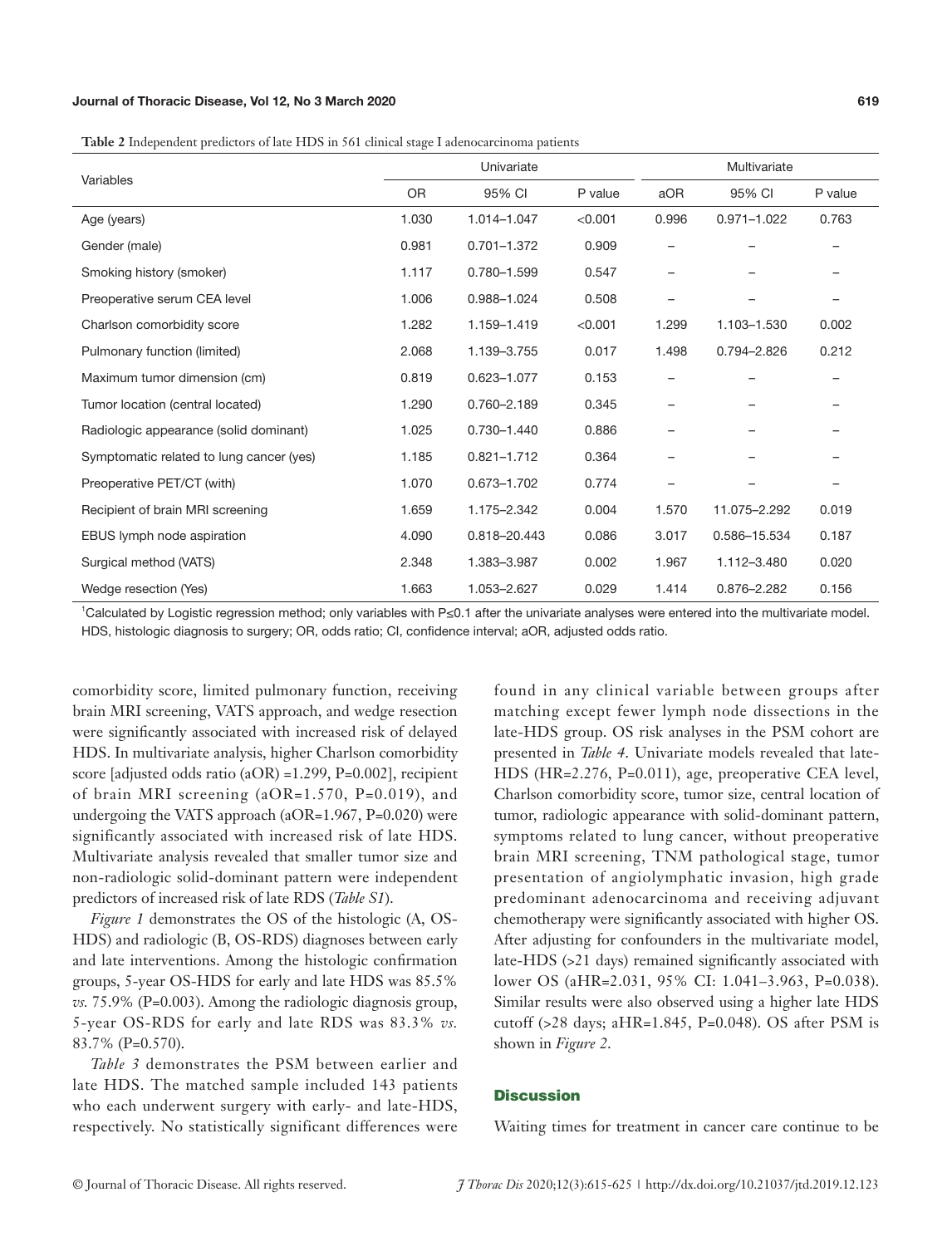**Table 2** Independent predictors of late HDS in 561 clinical stage I adenocarcinoma patients

| Variables | Univariate | | | Multivariate | | |
|---|---|---|---|---|---|---|
| | OR | 95% CI | P value | aOR | 95% CI | P value |
| Age (years) | 1.030 | 1.014–1.047 | <0.001 | 0.996 | 0.971–1.022 | 0.763 |
| Gender (male) | 0.981 | 0.701–1.372 | 0.909 | – | – | – |
| Smoking history (smoker) | 1.117 | 0.780–1.599 | 0.547 | – | – | – |
| Preoperative serum CEA level | 1.006 | 0.988–1.024 | 0.508 | – | – | – |
| Charlson comorbidity score | 1.282 | 1.159–1.419 | <0.001 | 1.299 | 1.103–1.530 | 0.002 |
| Pulmonary function (limited) | 2.068 | 1.139–3.755 | 0.017 | 1.498 | 0.794–2.826 | 0.212 |
| Maximum tumor dimension (cm) | 0.819 | 0.623–1.077 | 0.153 | – | – | – |
| Tumor location (central located) | 1.290 | 0.760–2.189 | 0.345 | – | – | – |
| Radiologic appearance (solid dominant) | 1.025 | 0.730–1.440 | 0.886 | – | – | – |
| Symptomatic related to lung cancer (yes) | 1.185 | 0.821–1.712 | 0.364 | – | – | – |
| Preoperative PET/CT (with) | 1.070 | 0.673–1.702 | 0.774 | – | – | – |
| Recipient of brain MRI screening | 1.659 | 1.175–2.342 | 0.004 | 1.570 | 11.075–2.292 | 0.019 |
| EBUS lymph node aspiration | 4.090 | 0.818–20.443 | 0.086 | 3.017 | 0.586–15.534 | 0.187 |
| Surgical method (VATS) | 2.348 | 1.383–3.987 | 0.002 | 1.967 | 1.112–3.480 | 0.020 |
| Wedge resection (Yes) | 1.663 | 1.053–2.627 | 0.029 | 1.414 | 0.876–2.282 | 0.156 |

[1]Calculated by Logistic regression method; only variables with P≤0.1 after the univariate analyses were entered into the multivariate model. HDS, histologic diagnosis to surgery; OR, odds ratio; CI, confidence interval; aOR, adjusted odds ratio.

comorbidity score, limited pulmonary function, receiving brain MRI screening, VATS approach, and wedge resection were significantly associated with increased risk of delayed HDS. In multivariate analysis, higher Charlson comorbidity score [adjusted odds ratio (aOR) =1.299, P=0.002], recipient of brain MRI screening (aOR=1.570, P=0.019), and undergoing the VATS approach (aOR=1.967, P=0.020) were significantly associated with increased risk of late HDS. Multivariate analysis revealed that smaller tumor size and non-radiologic solid-dominant pattern were independent predictors of increased risk of late RDS (*Table S1*).

*Figure 1* demonstrates the OS of the histologic (A, OS-HDS) and radiologic (B, OS-RDS) diagnoses between early and late interventions. Among the histologic confirmation groups, 5-year OS-HDS for early and late HDS was 85.5% *vs.* 75.9% (P=0.003). Among the radiologic diagnosis group, 5-year OS-RDS for early and late RDS was 83.3% *vs.* 83.7% (P=0.570).

*Table 3* demonstrates the PSM between earlier and late HDS. The matched sample included 143 patients who each underwent surgery with early- and late-HDS, respectively. No statistically significant differences were found in any clinical variable between groups after matching except fewer lymph node dissections in the late-HDS group. OS risk analyses in the PSM cohort are presented in *Table 4*. Univariate models revealed that late-HDS (HR=2.276, P=0.011), age, preoperative CEA level, Charlson comorbidity score, tumor size, central location of tumor, radiologic appearance with solid-dominant pattern, symptoms related to lung cancer, without preoperative brain MRI screening, TNM pathological stage, tumor presentation of angiolymphatic invasion, high grade predominant adenocarcinoma and receiving adjuvant chemotherapy were significantly associated with higher OS. After adjusting for confounders in the multivariate model, late-HDS (>21 days) remained significantly associated with lower OS (aHR=2.031, 95% CI: 1.041–3.963, P=0.038). Similar results were also observed using a higher late HDS cutoff (>28 days; aHR=1.845, P=0.048). OS after PSM is shown in *Figure 2*.

## Discussion

Waiting times for treatment in cancer care continue to be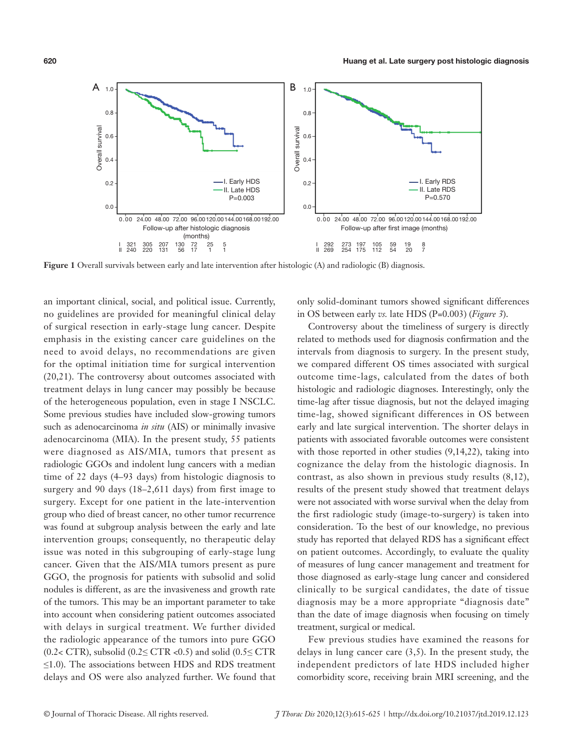**Figure 1** Overall survivals between early and late intervention after histologic (A) and radiologic (B) diagnosis.

an important clinical, social, and political issue. Currently, no guidelines are provided for meaningful clinical delay of surgical resection in early-stage lung cancer. Despite emphasis in the existing cancer care guidelines on the need to avoid delays, no recommendations are given for the optimal initiation time for surgical intervention (20,21). The controversy about outcomes associated with treatment delays in lung cancer may possibly be because of the heterogeneous population, even in stage I NSCLC. Some previous studies have included slow-growing tumors such as adenocarcinoma *in situ* (AIS) or minimally invasive adenocarcinoma (MIA). In the present study, 55 patients were diagnosed as AIS/MIA, tumors that present as radiologic GGOs and indolent lung cancers with a median time of 22 days (4–93 days) from histologic diagnosis to surgery and 90 days (18–2,611 days) from first image to surgery. Except for one patient in the late-intervention group who died of breast cancer, no other tumor recurrence was found at subgroup analysis between the early and late intervention groups; consequently, no therapeutic delay issue was noted in this subgrouping of early-stage lung cancer. Given that the AIS/MIA tumors present as pure GGO, the prognosis for patients with subsolid and solid nodules is different, as are the invasiveness and growth rate of the tumors. This may be an important parameter to take into account when considering patient outcomes associated with delays in surgical treatment. We further divided the radiologic appearance of the tumors into pure GGO ($0.2<$ CTR), subsolid ($0.2\leq$ CTR $<0.5$) and solid ($0.5\leq$ CTR $\leq1.0$). The associations between HDS and RDS treatment delays and OS were also analyzed further. We found that only solid-dominant tumors showed significant differences in OS between early *vs.* late HDS (P=0.003) (*Figure 3*).

Controversy about the timeliness of surgery is directly related to methods used for diagnosis confirmation and the intervals from diagnosis to surgery. In the present study, we compared different OS times associated with surgical outcome time-lags, calculated from the dates of both histologic and radiologic diagnoses. Interestingly, only the time-lag after tissue diagnosis, but not the delayed imaging time-lag, showed significant differences in OS between early and late surgical intervention. The shorter delays in patients with associated favorable outcomes were consistent with those reported in other studies (9,14,22), taking into cognizance the delay from the histologic diagnosis. In contrast, as also shown in previous study results (8,12), results of the present study showed that treatment delays were not associated with worse survival when the delay from the first radiologic study (image-to-surgery) is taken into consideration. To the best of our knowledge, no previous study has reported that delayed RDS has a significant effect on patient outcomes. Accordingly, to evaluate the quality of measures of lung cancer management and treatment for those diagnosed as early-stage lung cancer and considered clinically to be surgical candidates, the date of tissue diagnosis may be a more appropriate "diagnosis date" than the date of image diagnosis when focusing on timely treatment, surgical or medical.

Few previous studies have examined the reasons for delays in lung cancer care (3,5). In the present study, the independent predictors of late HDS included higher comorbidity score, receiving brain MRI screening, and the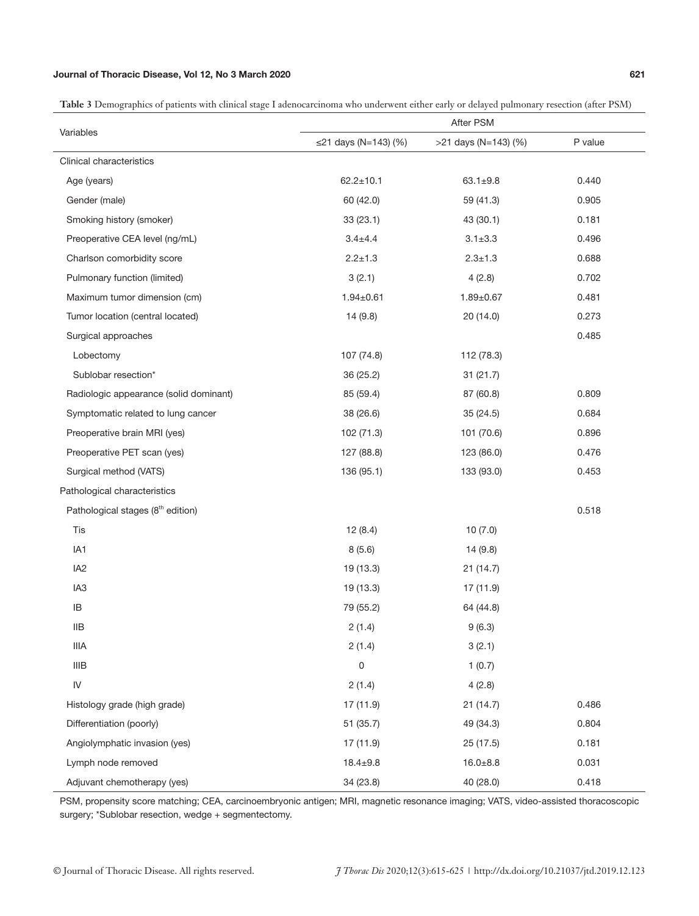**Table 3** Demographics of patients with clinical stage I adenocarcinoma who underwent either early or delayed pulmonary resection (after PSM)

| Variables | After PSM | | |
|---|---|---|---|
| | ≤21 days (N=143) (%) | >21 days (N=143) (%) | P value |
| Clinical characteristics | | | |
| Age (years) | 62.2±10.1 | 63.1±9.8 | 0.440 |
| Gender (male) | 60 (42.0) | 59 (41.3) | 0.905 |
| Smoking history (smoker) | 33 (23.1) | 43 (30.1) | 0.181 |
| Preoperative CEA level (ng/mL) | 3.4±4.4 | 3.1±3.3 | 0.496 |
| Charlson comorbidity score | 2.2±1.3 | 2.3±1.3 | 0.688 |
| Pulmonary function (limited) | 3 (2.1) | 4 (2.8) | 0.702 |
| Maximum tumor dimension (cm) | 1.94±0.61 | 1.89±0.67 | 0.481 |
| Tumor location (central located) | 14 (9.8) | 20 (14.0) | 0.273 |
| Surgical approaches | | | 0.485 |
| Lobectomy | 107 (74.8) | 112 (78.3) | |
| Sublobar resection* | 36 (25.2) | 31 (21.7) | |
| Radiologic appearance (solid dominant) | 85 (59.4) | 87 (60.8) | 0.809 |
| Symptomatic related to lung cancer | 38 (26.6) | 35 (24.5) | 0.684 |
| Preoperative brain MRI (yes) | 102 (71.3) | 101 (70.6) | 0.896 |
| Preoperative PET scan (yes) | 127 (88.8) | 123 (86.0) | 0.476 |
| Surgical method (VATS) | 136 (95.1) | 133 (93.0) | 0.453 |
| Pathological characteristics | | | |
| Pathological stages (8th edition) | | | 0.518 |
| Tis | 12 (8.4) | 10 (7.0) | |
| IA1 | 8 (5.6) | 14 (9.8) | |
| IA2 | 19 (13.3) | 21 (14.7) | |
| IA3 | 19 (13.3) | 17 (11.9) | |
| IB | 79 (55.2) | 64 (44.8) | |
| IIB | 2 (1.4) | 9 (6.3) | |
| IIIA | 2 (1.4) | 3 (2.1) | |
| IIIB | 0 | 1 (0.7) | |
| IV | 2 (1.4) | 4 (2.8) | |
| Histology grade (high grade) | 17 (11.9) | 21 (14.7) | 0.486 |
| Differentiation (poorly) | 51 (35.7) | 49 (34.3) | 0.804 |
| Angiolymphatic invasion (yes) | 17 (11.9) | 25 (17.5) | 0.181 |
| Lymph node removed | 18.4±9.8 | 16.0±8.8 | 0.031 |
| Adjuvant chemotherapy (yes) | 34 (23.8) | 40 (28.0) | 0.418 |

PSM, propensity score matching; CEA, carcinoembryonic antigen; MRI, magnetic resonance imaging; VATS, video-assisted thoracoscopic surgery; *Sublobar resection, wedge + segmentectomy.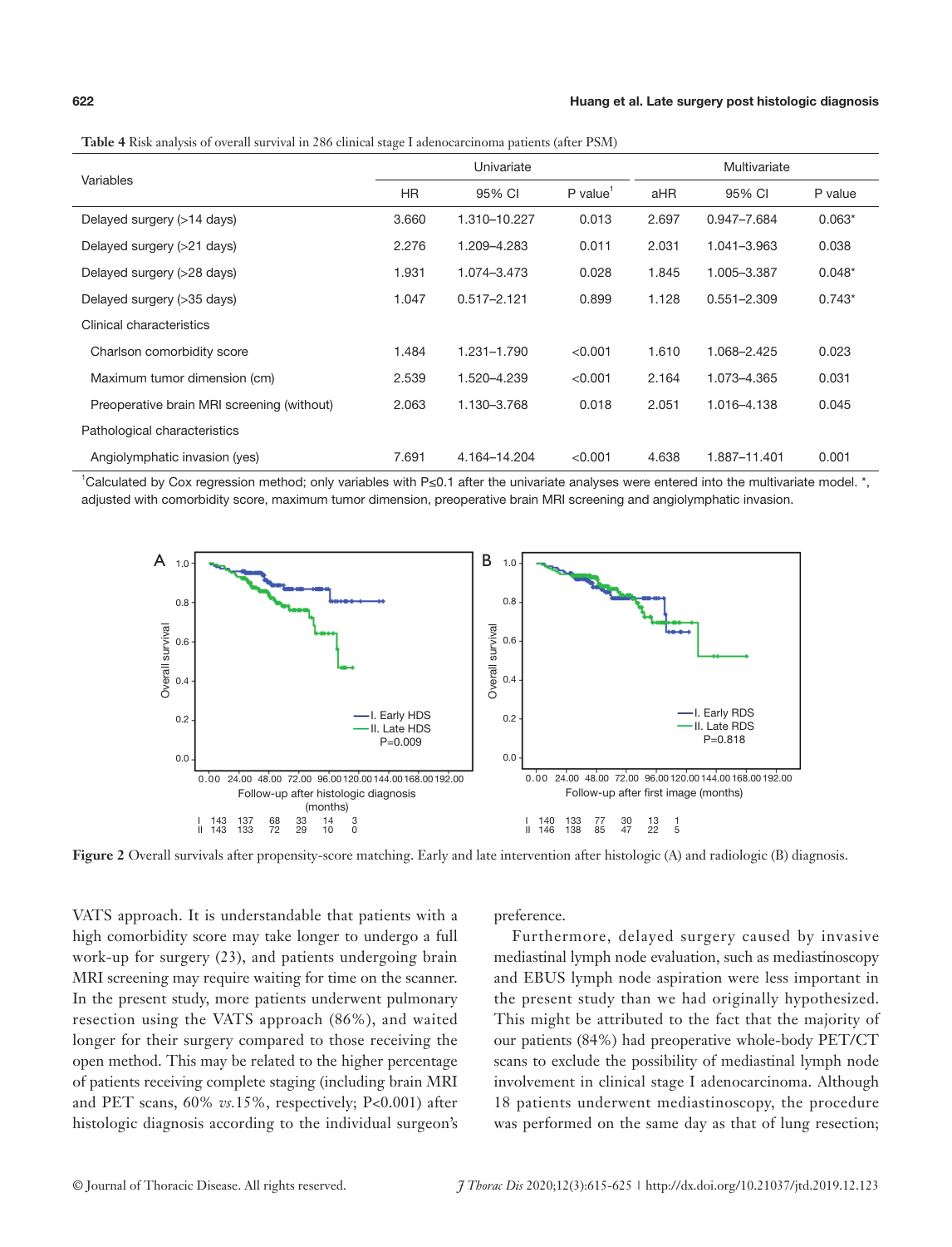**Table 4** Risk analysis of overall survival in 286 clinical stage I adenocarcinoma patients (after PSM)

| Variables | Univariate | | | Multivariate | | |
|---|---|---|---|---|---|---|
| | HR | 95% CI | P value[1] | aHR | 95% CI | P value |
| Delayed surgery (>14 days) | 3.660 | 1.310–10.227 | 0.013 | 2.697 | 0.947–7.684 | 0.063* |
| Delayed surgery (>21 days) | 2.276 | 1.209–4.283 | 0.011 | 2.031 | 1.041–3.963 | 0.038 |
| Delayed surgery (>28 days) | 1.931 | 1.074–3.473 | 0.028 | 1.845 | 1.005–3.387 | 0.048* |
| Delayed surgery (>35 days) | 1.047 | 0.517–2.121 | 0.899 | 1.128 | 0.551–2.309 | 0.743* |
| Clinical characteristics | | | | | | |
| Charlson comorbidity score | 1.484 | 1.231–1.790 | <0.001 | 1.610 | 1.068–2.425 | 0.023 |
| Maximum tumor dimension (cm) | 2.539 | 1.520–4.239 | <0.001 | 2.164 | 1.073–4.365 | 0.031 |
| Preoperative brain MRI screening (without) | 2.063 | 1.130–3.768 | 0.018 | 2.051 | 1.016–4.138 | 0.045 |
| Pathological characteristics | | | | | | |
| Angiolymphatic invasion (yes) | 7.691 | 4.164–14.204 | <0.001 | 4.638 | 1.887–11.401 | 0.001 |

[1]Calculated by Cox regression method; only variables with P≤0.1 after the univariate analyses were entered into the multivariate model. *, adjusted with comorbidity score, maximum tumor dimension, preoperative brain MRI screening and angiolymphatic invasion.

**Figure 2** Overall survivals after propensity-score matching. Early and late intervention after histologic (A) and radiologic (B) diagnosis.

VATS approach. It is understandable that patients with a high comorbidity score may take longer to undergo a full work-up for surgery (23), and patients undergoing brain MRI screening may require waiting for time on the scanner. In the present study, more patients underwent pulmonary resection using the VATS approach (86%), and waited longer for their surgery compared to those receiving the open method. This may be related to the higher percentage of patients receiving complete staging (including brain MRI and PET scans, 60% *vs.*15%, respectively; P<0.001) after histologic diagnosis according to the individual surgeon's preference.

Furthermore, delayed surgery caused by invasive mediastinal lymph node evaluation, such as mediastinoscopy and EBUS lymph node aspiration were less important in the present study than we had originally hypothesized. This might be attributed to the fact that the majority of our patients (84%) had preoperative whole-body PET/CT scans to exclude the possibility of mediastinal lymph node involvement in clinical stage I adenocarcinoma. Although 18 patients underwent mediastinoscopy, the procedure was performed on the same day as that of lung resection;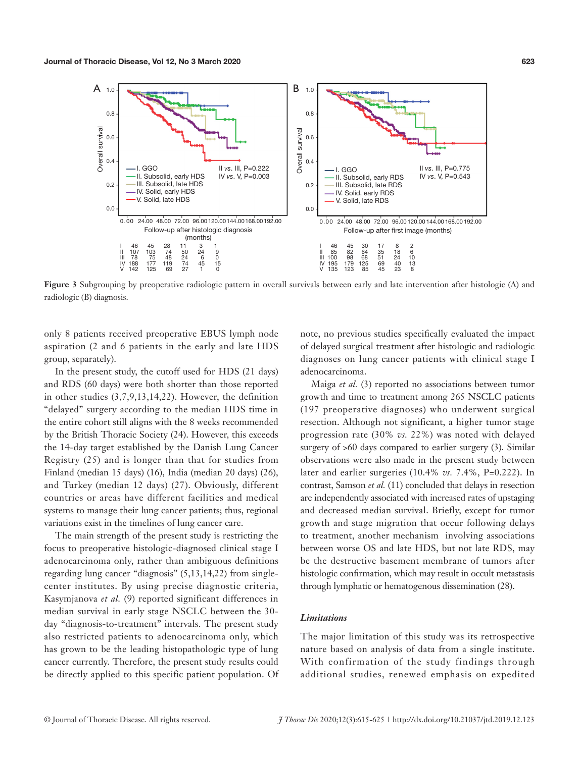Figure 3 Subgrouping by preoperative radiologic pattern in overall survivals between early and late intervention after histologic (A) and radiologic (B) diagnosis.

only 8 patients received preoperative EBUS lymph node aspiration (2 and 6 patients in the early and late HDS group, separately).

In the present study, the cutoff used for HDS (21 days) and RDS (60 days) were both shorter than those reported in other studies (3,7,9,13,14,22). However, the definition "delayed" surgery according to the median HDS time in the entire cohort still aligns with the 8 weeks recommended by the British Thoracic Society (24). However, this exceeds the 14-day target established by the Danish Lung Cancer Registry (25) and is longer than that for studies from Finland (median 15 days) (16), India (median 20 days) (26), and Turkey (median 12 days) (27). Obviously, different countries or areas have different facilities and medical systems to manage their lung cancer patients; thus, regional variations exist in the timelines of lung cancer care.

The main strength of the present study is restricting the focus to preoperative histologic-diagnosed clinical stage I adenocarcinoma only, rather than ambiguous definitions regarding lung cancer "diagnosis" (5,13,14,22) from single-center institutes. By using precise diagnostic criteria, Kasymjanova *et al.* (9) reported significant differences in median survival in early stage NSCLC between the 30-day "diagnosis-to-treatment" intervals. The present study also restricted patients to adenocarcinoma only, which has grown to be the leading histopathologic type of lung cancer currently. Therefore, the present study results could be directly applied to this specific patient population. Of note, no previous studies specifically evaluated the impact of delayed surgical treatment after histologic and radiologic diagnoses on lung cancer patients with clinical stage I adenocarcinoma.

Maiga *et al.* (3) reported no associations between tumor growth and time to treatment among 265 NSCLC patients (197 preoperative diagnoses) who underwent surgical resection. Although not significant, a higher tumor stage progression rate (30% *vs.* 22%) was noted with delayed surgery of >60 days compared to earlier surgery (3). Similar observations were also made in the present study between later and earlier surgeries (10.4% *vs.* 7.4%, P=0.222). In contrast, Samson *et al.* (11) concluded that delays in resection are independently associated with increased rates of upstaging and decreased median survival. Briefly, except for tumor growth and stage migration that occur following delays to treatment, another mechanism involving associations between worse OS and late HDS, but not late RDS, may be the destructive basement membrane of tumors after histologic confirmation, which may result in occult metastasis through lymphatic or hematogenous dissemination (28).

### Limitations

The major limitation of this study was its retrospective nature based on analysis of data from a single institute. With confirmation of the study findings through additional studies, renewed emphasis on expedited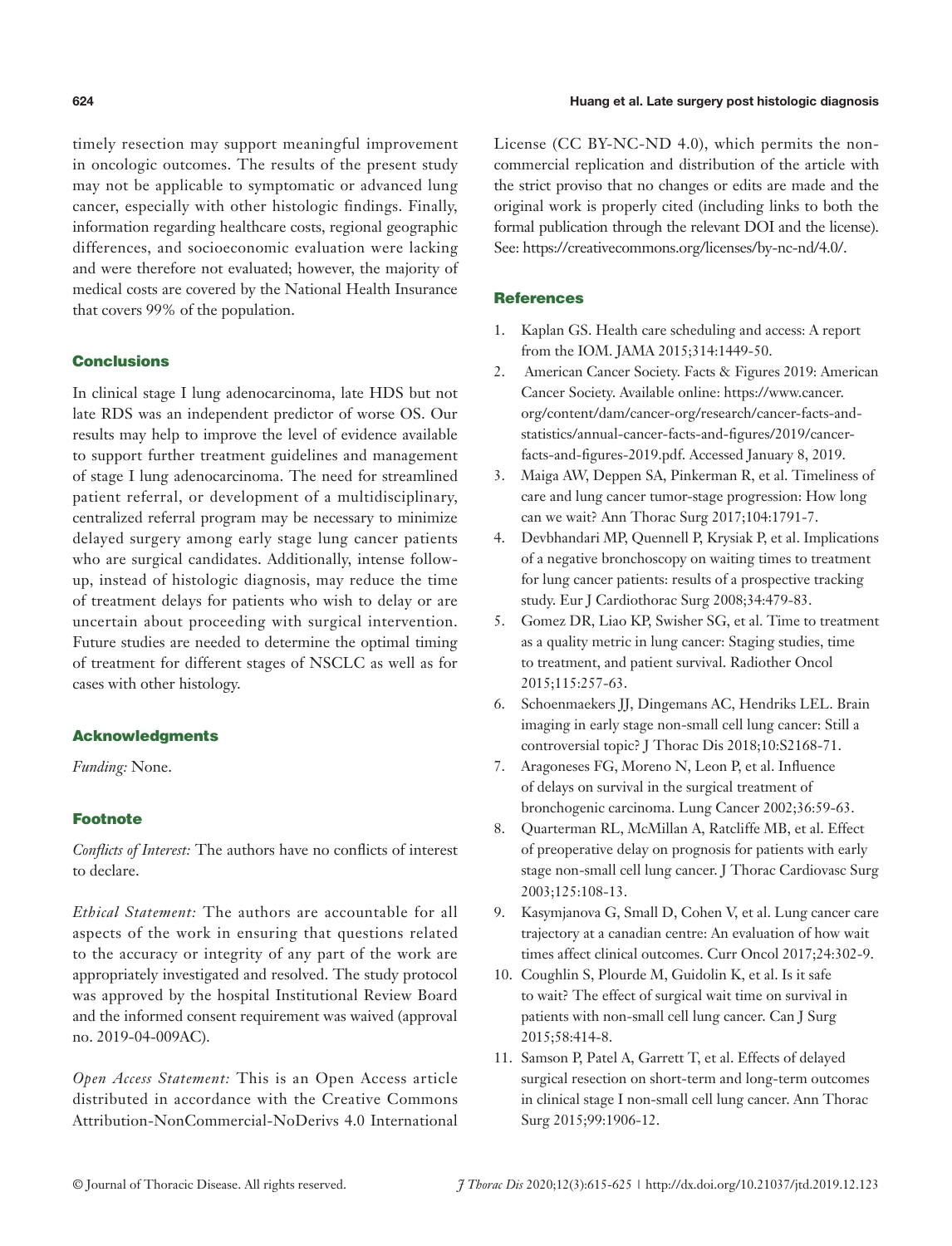timely resection may support meaningful improvement in oncologic outcomes. The results of the present study may not be applicable to symptomatic or advanced lung cancer, especially with other histologic findings. Finally, information regarding healthcare costs, regional geographic differences, and socioeconomic evaluation were lacking and were therefore not evaluated; however, the majority of medical costs are covered by the National Health Insurance that covers 99% of the population.

## Conclusions

In clinical stage I lung adenocarcinoma, late HDS but not late RDS was an independent predictor of worse OS. Our results may help to improve the level of evidence available to support further treatment guidelines and management of stage I lung adenocarcinoma. The need for streamlined patient referral, or development of a multidisciplinary, centralized referral program may be necessary to minimize delayed surgery among early stage lung cancer patients who are surgical candidates. Additionally, intense follow-up, instead of histologic diagnosis, may reduce the time of treatment delays for patients who wish to delay or are uncertain about proceeding with surgical intervention. Future studies are needed to determine the optimal timing of treatment for different stages of NSCLC as well as for cases with other histology.

## Acknowledgments

*Funding:* None.

## Footnote

*Conflicts of Interest:* The authors have no conflicts of interest to declare.

*Ethical Statement:* The authors are accountable for all aspects of the work in ensuring that questions related to the accuracy or integrity of any part of the work are appropriately investigated and resolved. The study protocol was approved by the hospital Institutional Review Board and the informed consent requirement was waived (approval no. 2019-04-009AC).

*Open Access Statement:* This is an Open Access article distributed in accordance with the Creative Commons Attribution-NonCommercial-NoDerivs 4.0 International License (CC BY-NC-ND 4.0), which permits the non-commercial replication and distribution of the article with the strict proviso that no changes or edits are made and the original work is properly cited (including links to both the formal publication through the relevant DOI and the license). See: https://creativecommons.org/licenses/by-nc-nd/4.0/.

## References

1. Kaplan GS. Health care scheduling and access: A report from the IOM. JAMA 2015;314:1449-50.
2. American Cancer Society. Facts & Figures 2019: American Cancer Society. Available online: https://www.cancer.org/content/dam/cancer-org/research/cancer-facts-and-statistics/annual-cancer-facts-and-figures/2019/cancer-facts-and-figures-2019.pdf. Accessed January 8, 2019.
3. Maiga AW, Deppen SA, Pinkerman R, et al. Timeliness of care and lung cancer tumor-stage progression: How long can we wait? Ann Thorac Surg 2017;104:1791-7.
4. Devbhandari MP, Quennell P, Krysiak P, et al. Implications of a negative bronchoscopy on waiting times to treatment for lung cancer patients: results of a prospective tracking study. Eur J Cardiothorac Surg 2008;34:479-83.
5. Gomez DR, Liao KP, Swisher SG, et al. Time to treatment as a quality metric in lung cancer: Staging studies, time to treatment, and patient survival. Radiother Oncol 2015;115:257-63.
6. Schoenmaekers JJ, Dingemans AC, Hendriks LEL. Brain imaging in early stage non-small cell lung cancer: Still a controversial topic? J Thorac Dis 2018;10:S2168-71.
7. Aragoneses FG, Moreno N, Leon P, et al. Influence of delays on survival in the surgical treatment of bronchogenic carcinoma. Lung Cancer 2002;36:59-63.
8. Quarterman RL, McMillan A, Ratcliffe MB, et al. Effect of preoperative delay on prognosis for patients with early stage non-small cell lung cancer. J Thorac Cardiovasc Surg 2003;125:108-13.
9. Kasymjanova G, Small D, Cohen V, et al. Lung cancer care trajectory at a canadian centre: An evaluation of how wait times affect clinical outcomes. Curr Oncol 2017;24:302-9.
10. Coughlin S, Plourde M, Guidolin K, et al. Is it safe to wait? The effect of surgical wait time on survival in patients with non-small cell lung cancer. Can J Surg 2015;58:414-8.
11. Samson P, Patel A, Garrett T, et al. Effects of delayed surgical resection on short-term and long-term outcomes in clinical stage I non-small cell lung cancer. Ann Thorac Surg 2015;99:1906-12.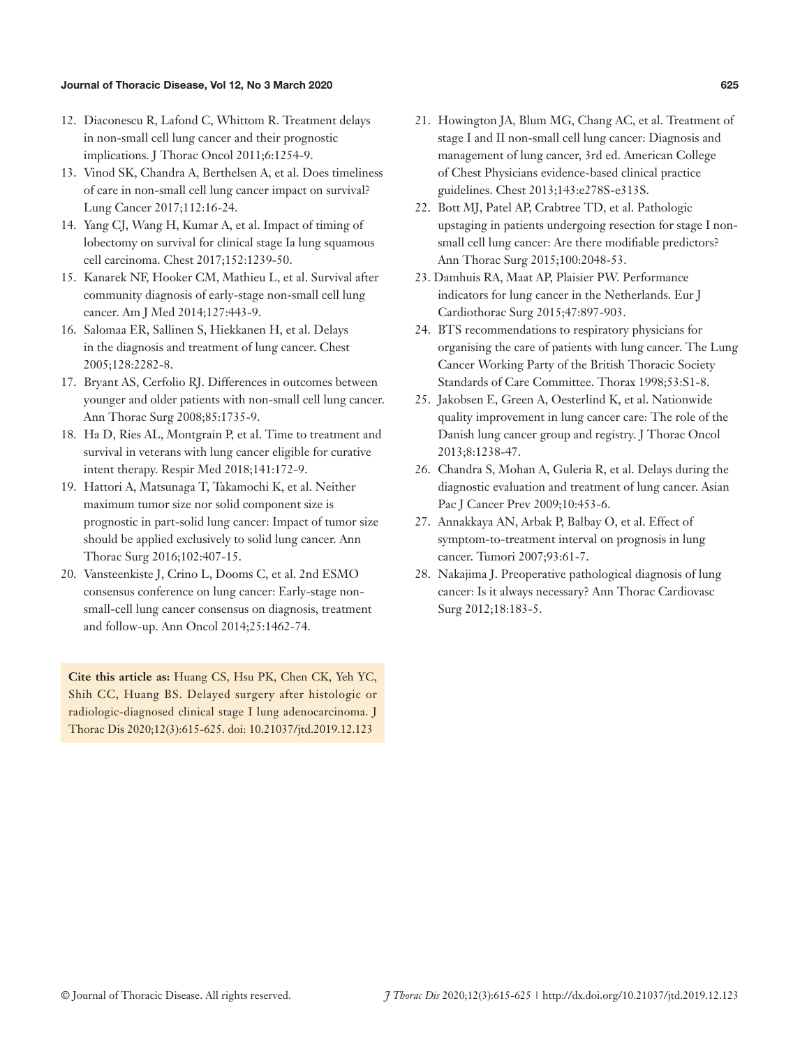12. Diaconescu R, Lafond C, Whittom R. Treatment delays in non-small cell lung cancer and their prognostic implications. J Thorac Oncol 2011;6:1254-9.
13. Vinod SK, Chandra A, Berthelsen A, et al. Does timeliness of care in non-small cell lung cancer impact on survival? Lung Cancer 2017;112:16-24.
14. Yang CJ, Wang H, Kumar A, et al. Impact of timing of lobectomy on survival for clinical stage Ia lung squamous cell carcinoma. Chest 2017;152:1239-50.
15. Kanarek NF, Hooker CM, Mathieu L, et al. Survival after community diagnosis of early-stage non-small cell lung cancer. Am J Med 2014;127:443-9.
16. Salomaa ER, Sallinen S, Hiekkanen H, et al. Delays in the diagnosis and treatment of lung cancer. Chest 2005;128:2282-8.
17. Bryant AS, Cerfolio RJ. Differences in outcomes between younger and older patients with non-small cell lung cancer. Ann Thorac Surg 2008;85:1735-9.
18. Ha D, Ries AL, Montgrain P, et al. Time to treatment and survival in veterans with lung cancer eligible for curative intent therapy. Respir Med 2018;141:172-9.
19. Hattori A, Matsunaga T, Takamochi K, et al. Neither maximum tumor size nor solid component size is prognostic in part-solid lung cancer: Impact of tumor size should be applied exclusively to solid lung cancer. Ann Thorac Surg 2016;102:407-15.
20. Vansteenkiste J, Crino L, Dooms C, et al. 2nd ESMO consensus conference on lung cancer: Early-stage non-small-cell lung cancer consensus on diagnosis, treatment and follow-up. Ann Oncol 2014;25:1462-74.
21. Howington JA, Blum MG, Chang AC, et al. Treatment of stage I and II non-small cell lung cancer: Diagnosis and management of lung cancer, 3rd ed. American College of Chest Physicians evidence-based clinical practice guidelines. Chest 2013;143:e278S-e313S.
22. Bott MJ, Patel AP, Crabtree TD, et al. Pathologic upstaging in patients undergoing resection for stage I non-small cell lung cancer: Are there modifiable predictors? Ann Thorac Surg 2015;100:2048-53.
23. Damhuis RA, Maat AP, Plaisier PW. Performance indicators for lung cancer in the Netherlands. Eur J Cardiothorac Surg 2015;47:897-903.
24. BTS recommendations to respiratory physicians for organising the care of patients with lung cancer. The Lung Cancer Working Party of the British Thoracic Society Standards of Care Committee. Thorax 1998;53:S1-8.
25. Jakobsen E, Green A, Oesterlind K, et al. Nationwide quality improvement in lung cancer care: The role of the Danish lung cancer group and registry. J Thorac Oncol 2013;8:1238-47.
26. Chandra S, Mohan A, Guleria R, et al. Delays during the diagnostic evaluation and treatment of lung cancer. Asian Pac J Cancer Prev 2009;10:453-6.
27. Annakkaya AN, Arbak P, Balbay O, et al. Effect of symptom-to-treatment interval on prognosis in lung cancer. Tumori 2007;93:61-7.
28. Nakajima J. Preoperative pathological diagnosis of lung cancer: Is it always necessary? Ann Thorac Cardiovasc Surg 2012;18:183-5.

**Cite this article as:** Huang CS, Hsu PK, Chen CK, Yeh YC, Shih CC, Huang BS. Delayed surgery after histologic or radiologic-diagnosed clinical stage I lung adenocarcinoma. J Thorac Dis 2020;12(3):615-625. doi: 10.21037/jtd.2019.12.123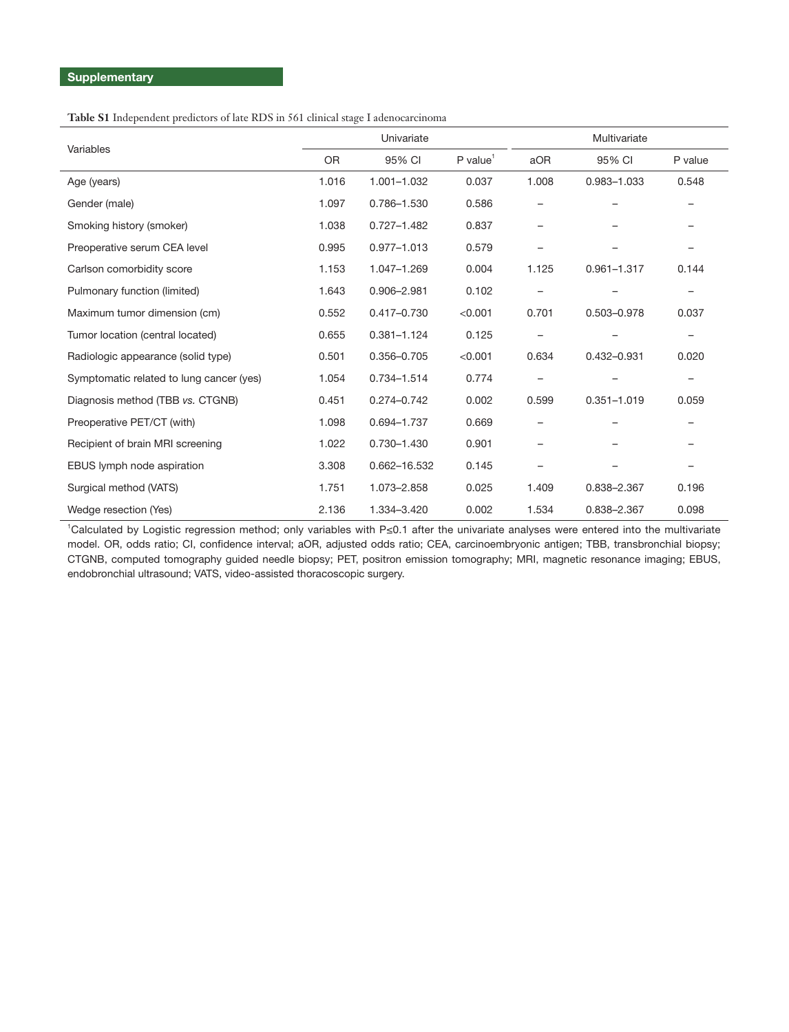## Supplementary

**Table S1** Independent predictors of late RDS in 561 clinical stage I adenocarcinoma

| Variables | Univariate | | | Multivariate | | |
|---|---|---|---|---|---|---|
| | OR | 95% CI | P value[1] | aOR | 95% CI | P value |
| Age (years) | 1.016 | 1.001–1.032 | 0.037 | 1.008 | 0.983–1.033 | 0.548 |
| Gender (male) | 1.097 | 0.786–1.530 | 0.586 | – | – | – |
| Smoking history (smoker) | 1.038 | 0.727–1.482 | 0.837 | – | – | – |
| Preoperative serum CEA level | 0.995 | 0.977–1.013 | 0.579 | – | – | – |
| Carlson comorbidity score | 1.153 | 1.047–1.269 | 0.004 | 1.125 | 0.961–1.317 | 0.144 |
| Pulmonary function (limited) | 1.643 | 0.906–2.981 | 0.102 | – | – | – |
| Maximum tumor dimension (cm) | 0.552 | 0.417–0.730 | <0.001 | 0.701 | 0.503–0.978 | 0.037 |
| Tumor location (central located) | 0.655 | 0.381–1.124 | 0.125 | – | – | – |
| Radiologic appearance (solid type) | 0.501 | 0.356–0.705 | <0.001 | 0.634 | 0.432–0.931 | 0.020 |
| Symptomatic related to lung cancer (yes) | 1.054 | 0.734–1.514 | 0.774 | – | – | – |
| Diagnosis method (TBB *vs.* CTGNB) | 0.451 | 0.274–0.742 | 0.002 | 0.599 | 0.351–1.019 | 0.059 |
| Preoperative PET/CT (with) | 1.098 | 0.694–1.737 | 0.669 | – | – | – |
| Recipient of brain MRI screening | 1.022 | 0.730–1.430 | 0.901 | – | – | – |
| EBUS lymph node aspiration | 3.308 | 0.662–16.532 | 0.145 | – | – | – |
| Surgical method (VATS) | 1.751 | 1.073–2.858 | 0.025 | 1.409 | 0.838–2.367 | 0.196 |
| Wedge resection (Yes) | 2.136 | 1.334–3.420 | 0.002 | 1.534 | 0.838–2.367 | 0.098 |

[1]Calculated by Logistic regression method; only variables with P≤0.1 after the univariate analyses were entered into the multivariate model. OR, odds ratio; CI, confidence interval; aOR, adjusted odds ratio; CEA, carcinoembryonic antigen; TBB, transbronchial biopsy; CTGNB, computed tomography guided needle biopsy; PET, positron emission tomography; MRI, magnetic resonance imaging; EBUS, endobronchial ultrasound; VATS, video-assisted thoracoscopic surgery.